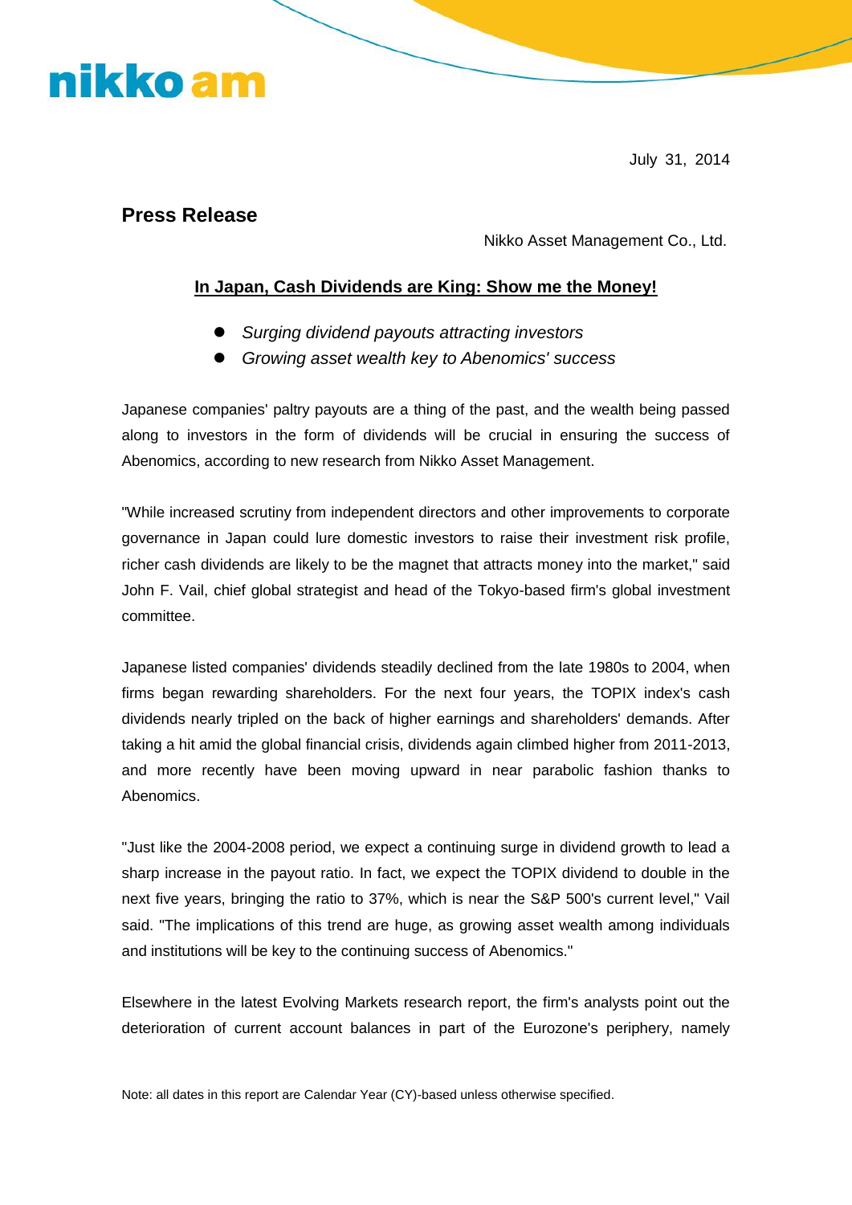July 31, 2014

## Press Release

Nikko Asset Management Co., Ltd.

### In Japan, Cash Dividends are King: Show me the Money!

- *Surging dividend payouts attracting investors*
- *Growing asset wealth key to Abenomics' success*

Japanese companies' paltry payouts are a thing of the past, and the wealth being passed along to investors in the form of dividends will be crucial in ensuring the success of Abenomics, according to new research from Nikko Asset Management.

"While increased scrutiny from independent directors and other improvements to corporate governance in Japan could lure domestic investors to raise their investment risk profile, richer cash dividends are likely to be the magnet that attracts money into the market," said John F. Vail, chief global strategist and head of the Tokyo-based firm's global investment committee.

Japanese listed companies' dividends steadily declined from the late 1980s to 2004, when firms began rewarding shareholders. For the next four years, the TOPIX index's cash dividends nearly tripled on the back of higher earnings and shareholders' demands. After taking a hit amid the global financial crisis, dividends again climbed higher from 2011-2013, and more recently have been moving upward in near parabolic fashion thanks to Abenomics.

"Just like the 2004-2008 period, we expect a continuing surge in dividend growth to lead a sharp increase in the payout ratio. In fact, we expect the TOPIX dividend to double in the next five years, bringing the ratio to 37%, which is near the S&P 500's current level," Vail said. "The implications of this trend are huge, as growing asset wealth among individuals and institutions will be key to the continuing success of Abenomics."

Elsewhere in the latest Evolving Markets research report, the firm's analysts point out the deterioration of current account balances in part of the Eurozone's periphery, namely

Note: all dates in this report are Calendar Year (CY)-based unless otherwise specified.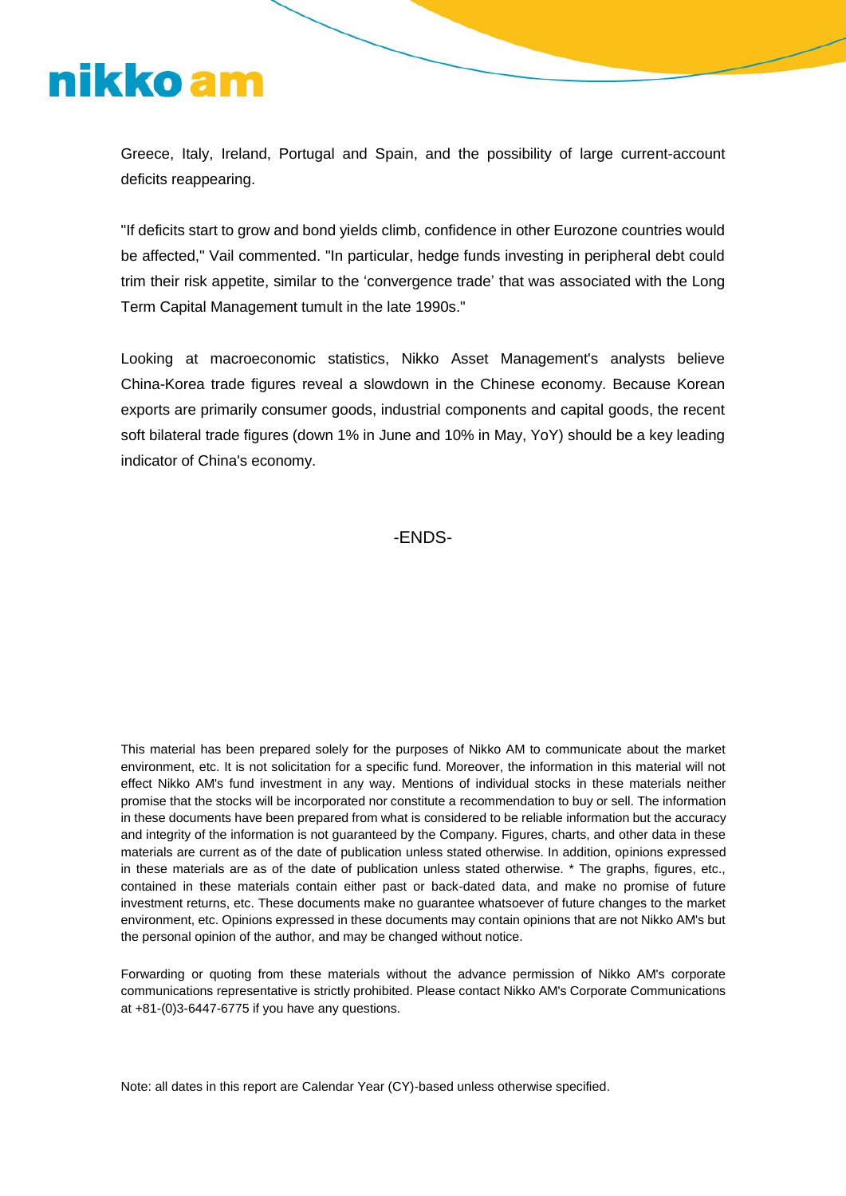Greece, Italy, Ireland, Portugal and Spain, and the possibility of large current-account deficits reappearing.

"If deficits start to grow and bond yields climb, confidence in other Eurozone countries would be affected," Vail commented. "In particular, hedge funds investing in peripheral debt could trim their risk appetite, similar to the 'convergence trade' that was associated with the Long Term Capital Management tumult in the late 1990s."

Looking at macroeconomic statistics, Nikko Asset Management's analysts believe China-Korea trade figures reveal a slowdown in the Chinese economy. Because Korean exports are primarily consumer goods, industrial components and capital goods, the recent soft bilateral trade figures (down 1% in June and 10% in May, YoY) should be a key leading indicator of China's economy.

-ENDS-

This material has been prepared solely for the purposes of Nikko AM to communicate about the market environment, etc. It is not solicitation for a specific fund. Moreover, the information in this material will not effect Nikko AM's fund investment in any way. Mentions of individual stocks in these materials neither promise that the stocks will be incorporated nor constitute a recommendation to buy or sell. The information in these documents have been prepared from what is considered to be reliable information but the accuracy and integrity of the information is not guaranteed by the Company. Figures, charts, and other data in these materials are current as of the date of publication unless stated otherwise. In addition, opinions expressed in these materials are as of the date of publication unless stated otherwise. * The graphs, figures, etc., contained in these materials contain either past or back-dated data, and make no promise of future investment returns, etc. These documents make no guarantee whatsoever of future changes to the market environment, etc. Opinions expressed in these documents may contain opinions that are not Nikko AM's but the personal opinion of the author, and may be changed without notice.

Forwarding or quoting from these materials without the advance permission of Nikko AM's corporate communications representative is strictly prohibited. Please contact Nikko AM's Corporate Communications at +81-(0)3-6447-6775 if you have any questions.

Note: all dates in this report are Calendar Year (CY)-based unless otherwise specified.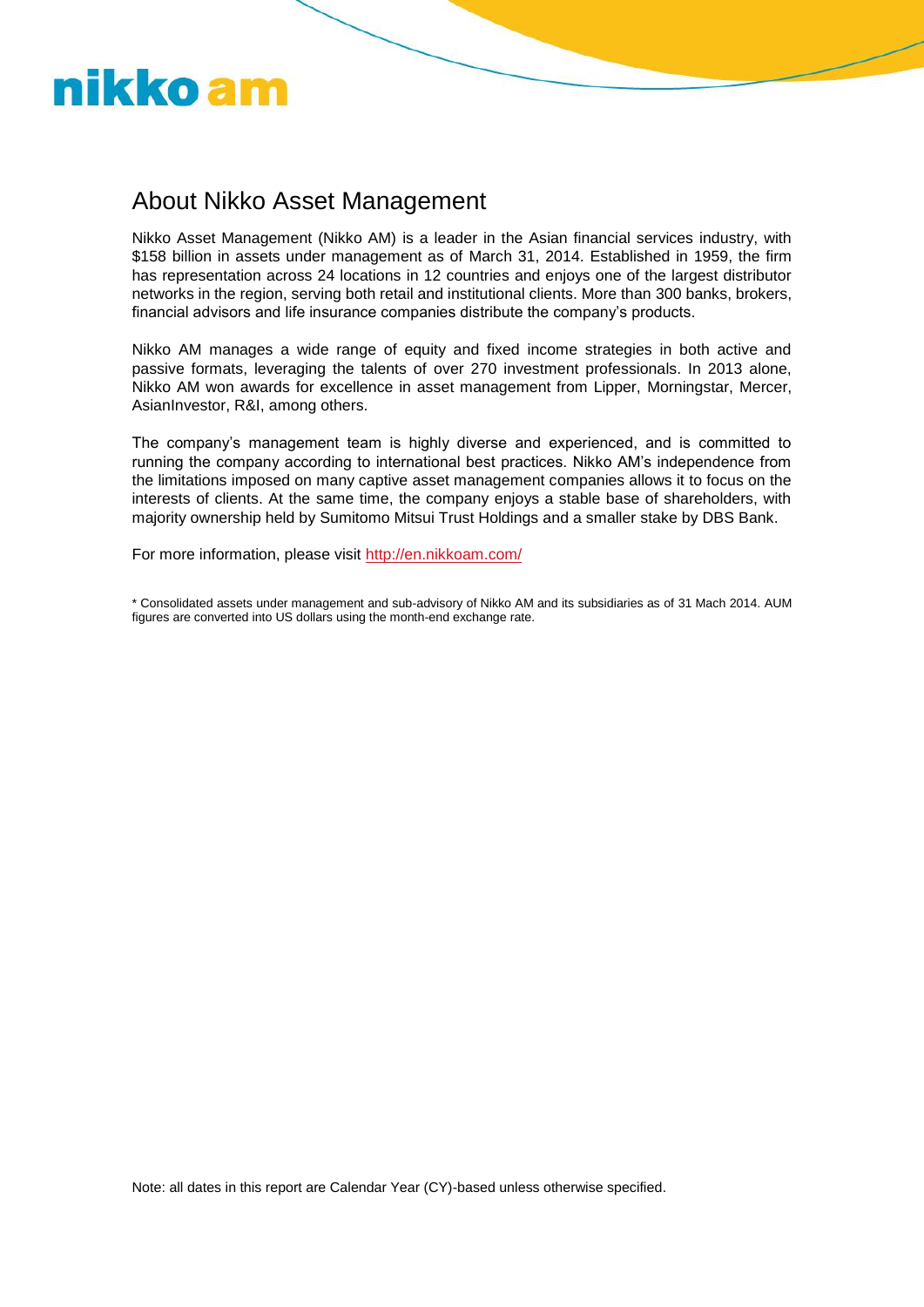## About Nikko Asset Management

Nikko Asset Management (Nikko AM) is a leader in the Asian financial services industry, with $158 billion in assets under management as of March 31, 2014. Established in 1959, the firm has representation across 24 locations in 12 countries and enjoys one of the largest distributor networks in the region, serving both retail and institutional clients. More than 300 banks, brokers, financial advisors and life insurance companies distribute the company's products.

Nikko AM manages a wide range of equity and fixed income strategies in both active and passive formats, leveraging the talents of over 270 investment professionals. In 2013 alone, Nikko AM won awards for excellence in asset management from Lipper, Morningstar, Mercer, AsianInvestor, R&I, among others.

The company's management team is highly diverse and experienced, and is committed to running the company according to international best practices. Nikko AM's independence from the limitations imposed on many captive asset management companies allows it to focus on the interests of clients. At the same time, the company enjoys a stable base of shareholders, with majority ownership held by Sumitomo Mitsui Trust Holdings and a smaller stake by DBS Bank.

For more information, please visit http://en.nikkoam.com/

* Consolidated assets under management and sub-advisory of Nikko AM and its subsidiaries as of 31 Mach 2014. AUM figures are converted into US dollars using the month-end exchange rate.

Note: all dates in this report are Calendar Year (CY)-based unless otherwise specified.